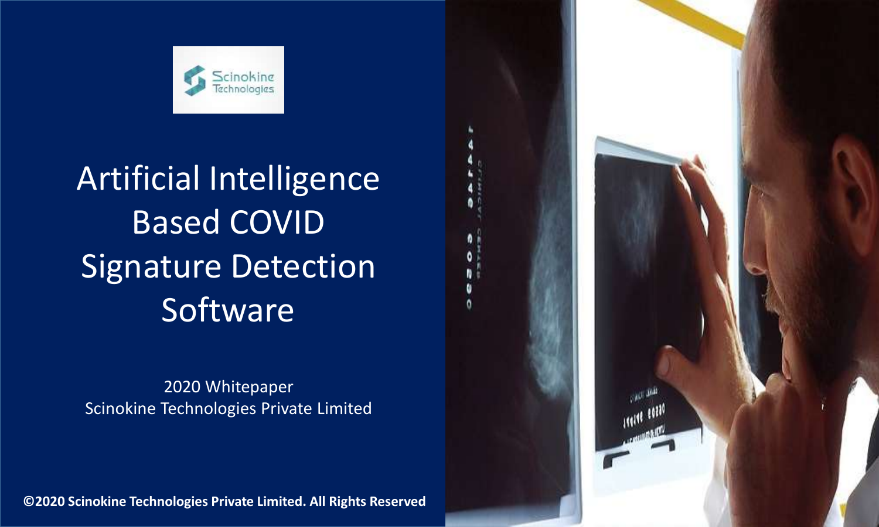# Artificial Intelligence Based COVID Signature Detection Software

2020 Whitepaper
Scinokine Technologies Private Limited

**©2020 Scinokine Technologies Private Limited. All Rights Reserved**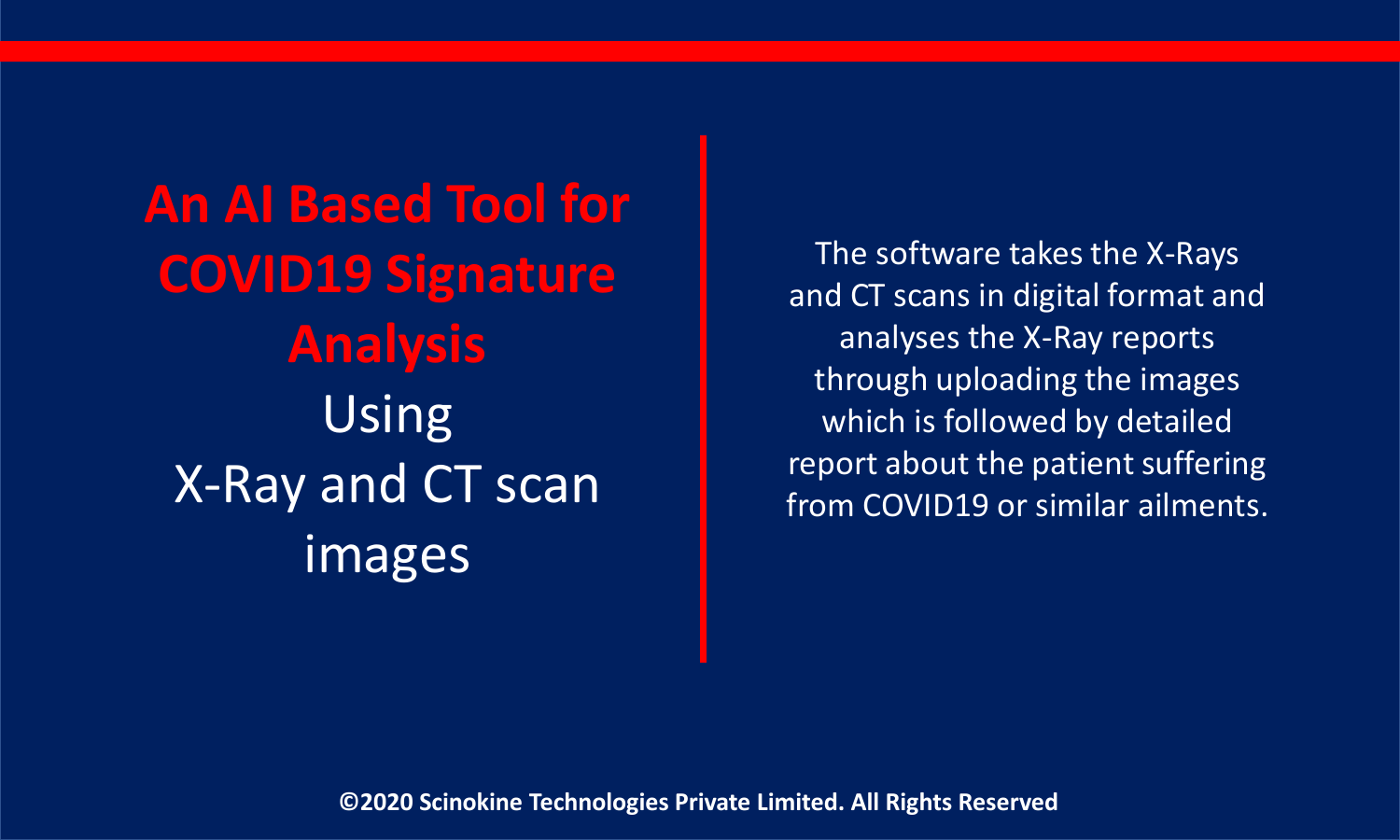# An AI Based Tool for COVID19 Signature Analysis

Using X-Ray and CT scan images

The software takes the X-Rays and CT scans in digital format and analyses the X-Ray reports through uploading the images which is followed by detailed report about the patient suffering from COVID19 or similar ailments.

**©2020 Scinokine Technologies Private Limited. All Rights Reserved**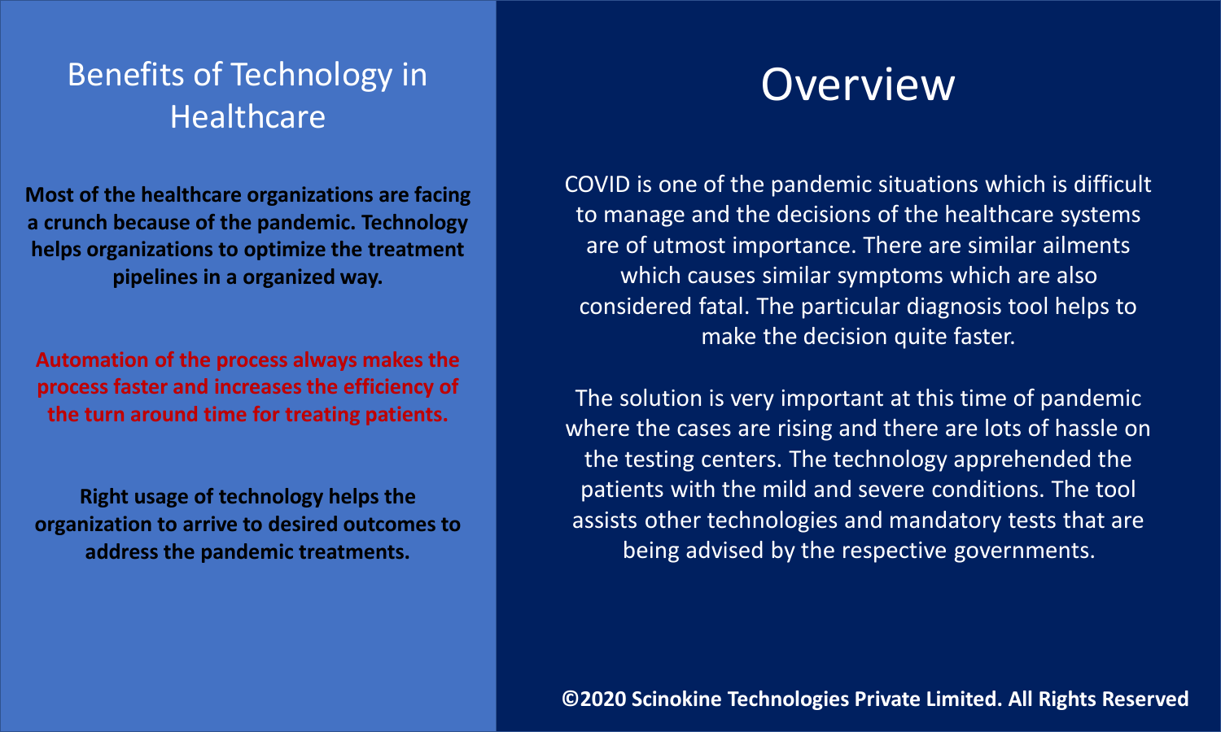## Benefits of Technology in Healthcare

**Most of the healthcare organizations are facing a crunch because of the pandemic. Technology helps organizations to optimize the treatment pipelines in a organized way.**

**Automation of the process always makes the process faster and increases the efficiency of the turn around time for treating patients.**

**Right usage of technology helps the organization to arrive to desired outcomes to address the pandemic treatments.**

# Overview

COVID is one of the pandemic situations which is difficult to manage and the decisions of the healthcare systems are of utmost importance. There are similar ailments which causes similar symptoms which are also considered fatal. The particular diagnosis tool helps to make the decision quite faster.

The solution is very important at this time of pandemic where the cases are rising and there are lots of hassle on the testing centers. The technology apprehended the patients with the mild and severe conditions. The tool assists other technologies and mandatory tests that are being advised by the respective governments.

**©2020 Scinokine Technologies Private Limited. All Rights Reserved**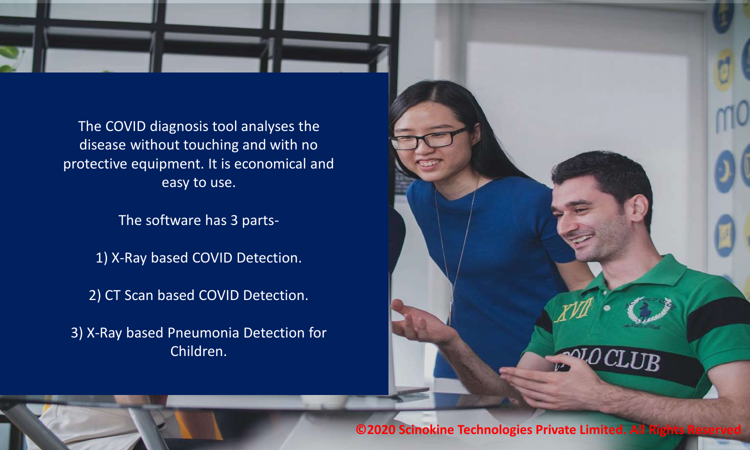The COVID diagnosis tool analyses the disease without touching and with no protective equipment. It is economical and easy to use.

The software has 3 parts-

1) X-Ray based COVID Detection.

2) CT Scan based COVID Detection.

3) X-Ray based Pneumonia Detection for Children.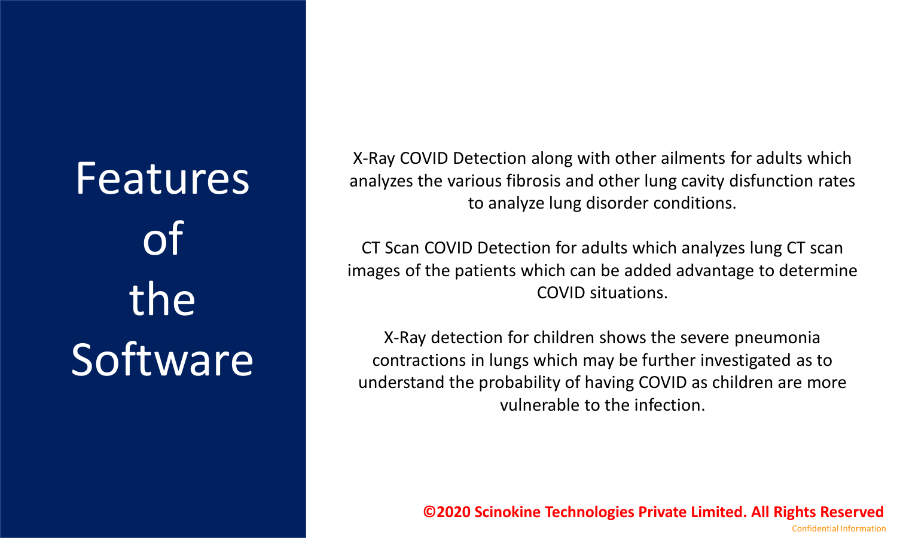# Features of the Software

X-Ray COVID Detection along with other ailments for adults which analyzes the various fibrosis and other lung cavity disfunction rates to analyze lung disorder conditions.

CT Scan COVID Detection for adults which analyzes lung CT scan images of the patients which can be added advantage to determine COVID situations.

X-Ray detection for children shows the severe pneumonia contractions in lungs which may be further investigated as to understand the probability of having COVID as children are more vulnerable to the infection.

**©2020 Scinokine Technologies Private Limited. All Rights Reserved**

Confidential Information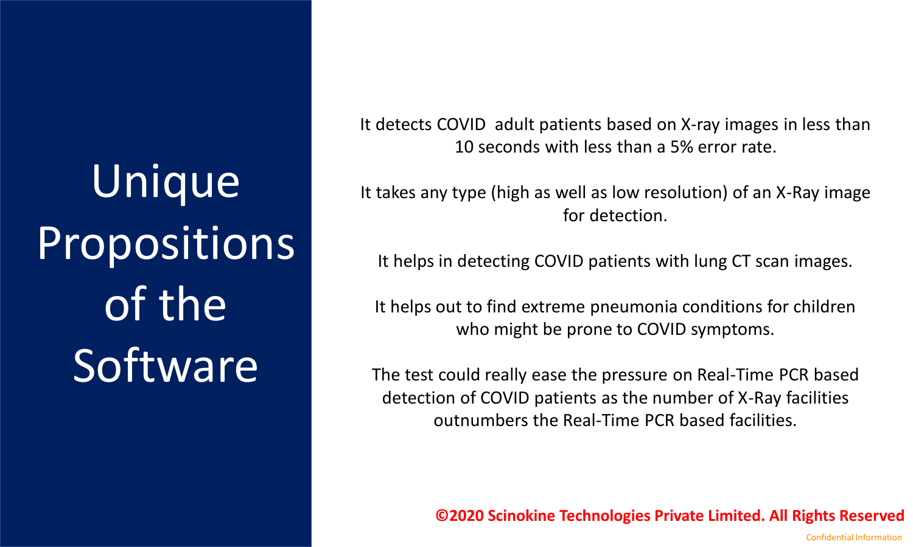# Unique Propositions of the Software

It detects COVID  adult patients based on X-ray images in less than 10 seconds with less than a 5% error rate.

It takes any type (high as well as low resolution) of an X-Ray image for detection.

It helps in detecting COVID patients with lung CT scan images.

It helps out to find extreme pneumonia conditions for children who might be prone to COVID symptoms.

The test could really ease the pressure on Real-Time PCR based detection of COVID patients as the number of X-Ray facilities outnumbers the Real-Time PCR based facilities.

**©2020 Scinokine Technologies Private Limited. All Rights Reserved**

Confidential Information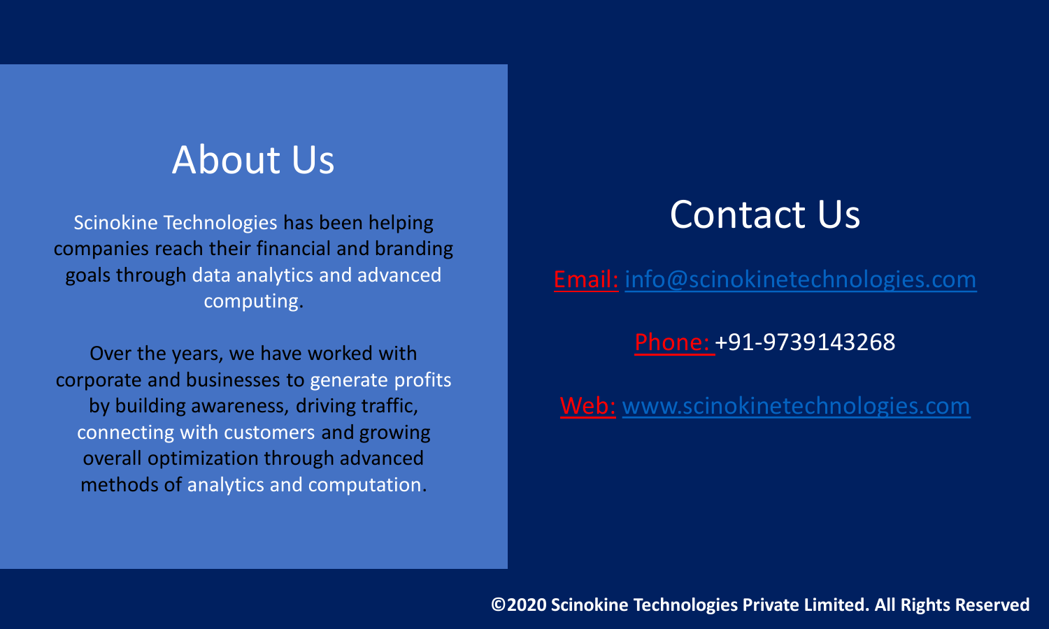## About Us

Scinokine Technologies has been helping companies reach their financial and branding goals through data analytics and advanced computing.

Over the years, we have worked with corporate and businesses to generate profits by building awareness, driving traffic, connecting with customers and growing overall optimization through advanced methods of analytics and computation.

## Contact Us

Email: info@scinokinetechnologies.com

Phone: +91-9739143268

Web: www.scinokinetechnologies.com

**©2020 Scinokine Technologies Private Limited. All Rights Reserved**